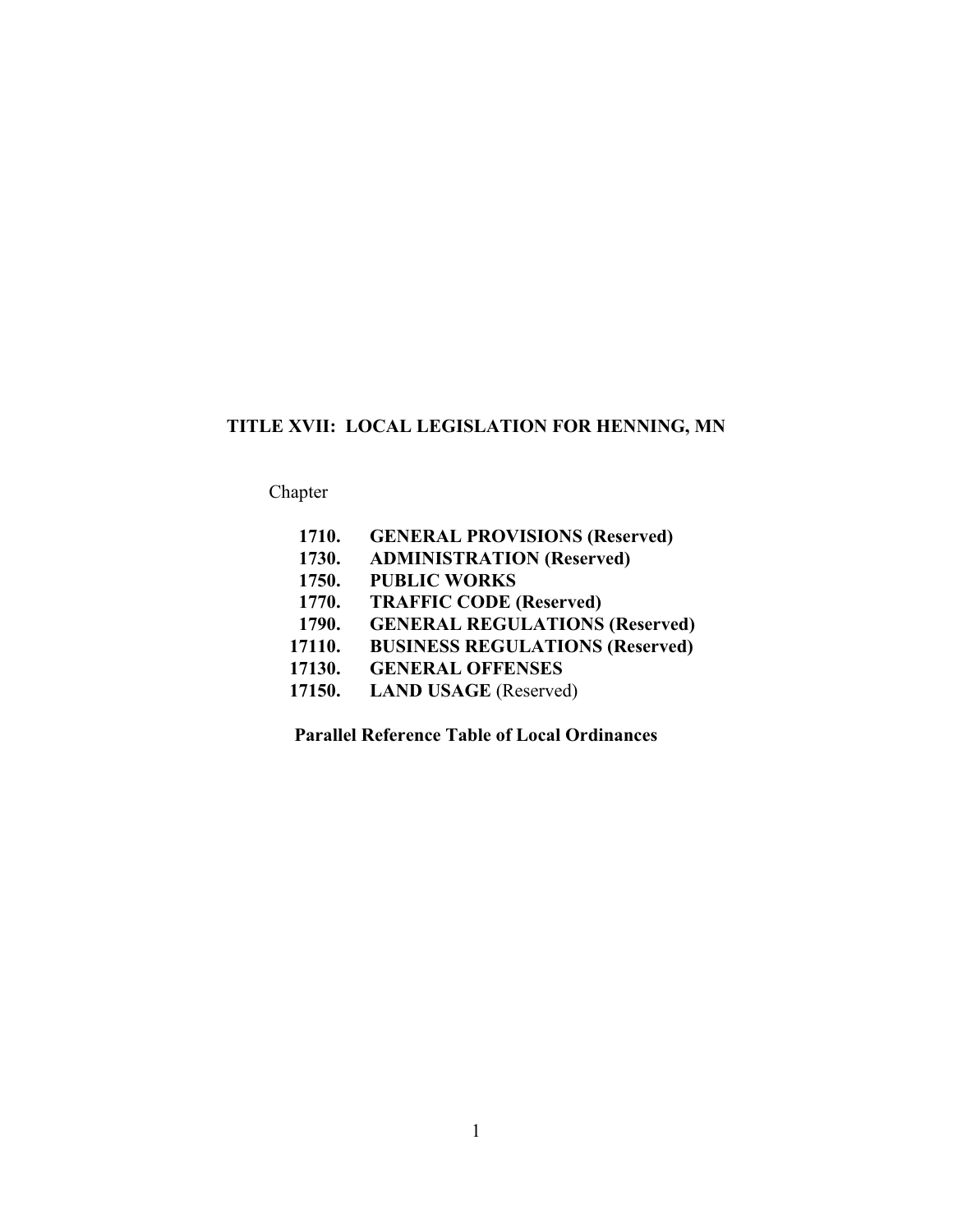# TITLE XVII: LOCAL LEGISLATION FOR HENNING, MN

Chapter

**1710. GENERAL PROVISIONS (Reserved)**
**1730. ADMINISTRATION (Reserved)**
**1750. PUBLIC WORKS**
**1770. TRAFFIC CODE (Reserved)**
**1790. GENERAL REGULATIONS (Reserved)**
**17110. BUSINESS REGULATIONS (Reserved)**
**17130. GENERAL OFFENSES**
**17150. LAND USAGE** (Reserved)

**Parallel Reference Table of Local Ordinances**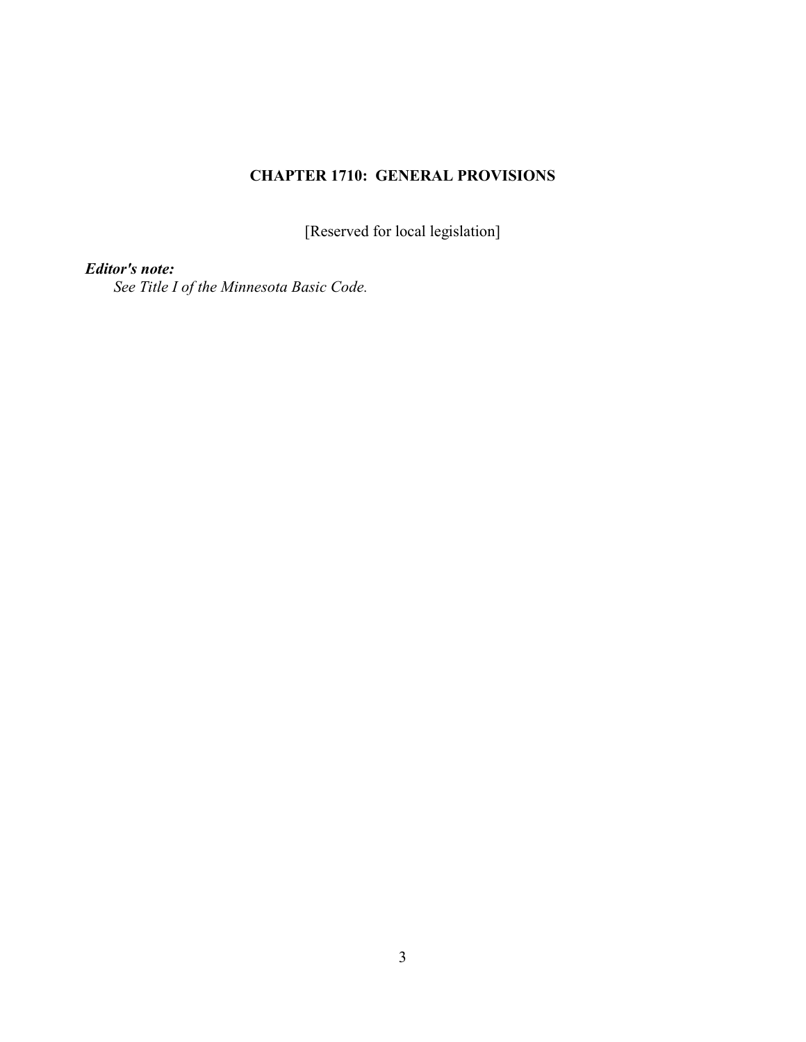# CHAPTER 1710: GENERAL PROVISIONS

[Reserved for local legislation]

***Editor's note:***
*See Title I of the Minnesota Basic Code.*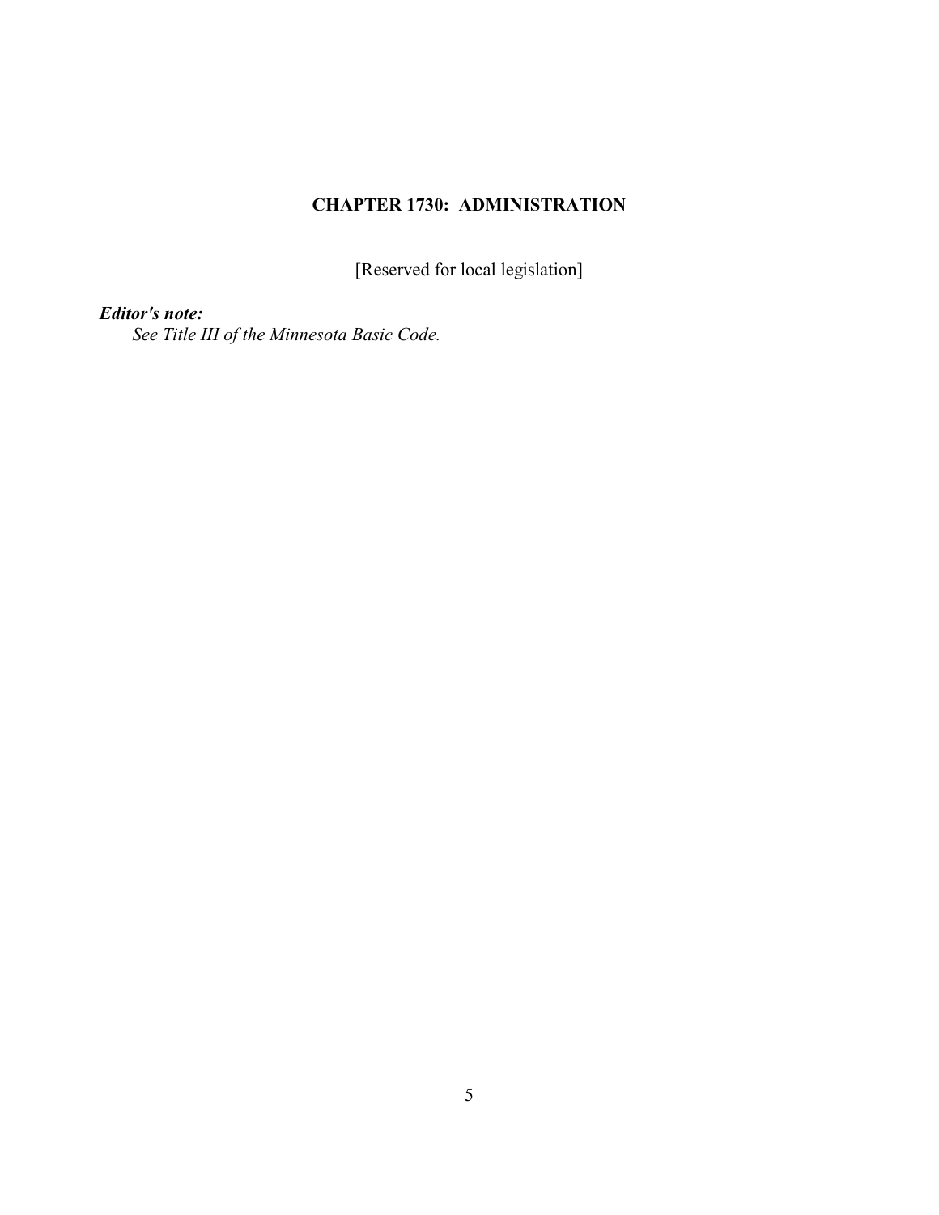# CHAPTER 1730: ADMINISTRATION

[Reserved for local legislation]

***Editor's note:***

*See Title III of the Minnesota Basic Code.*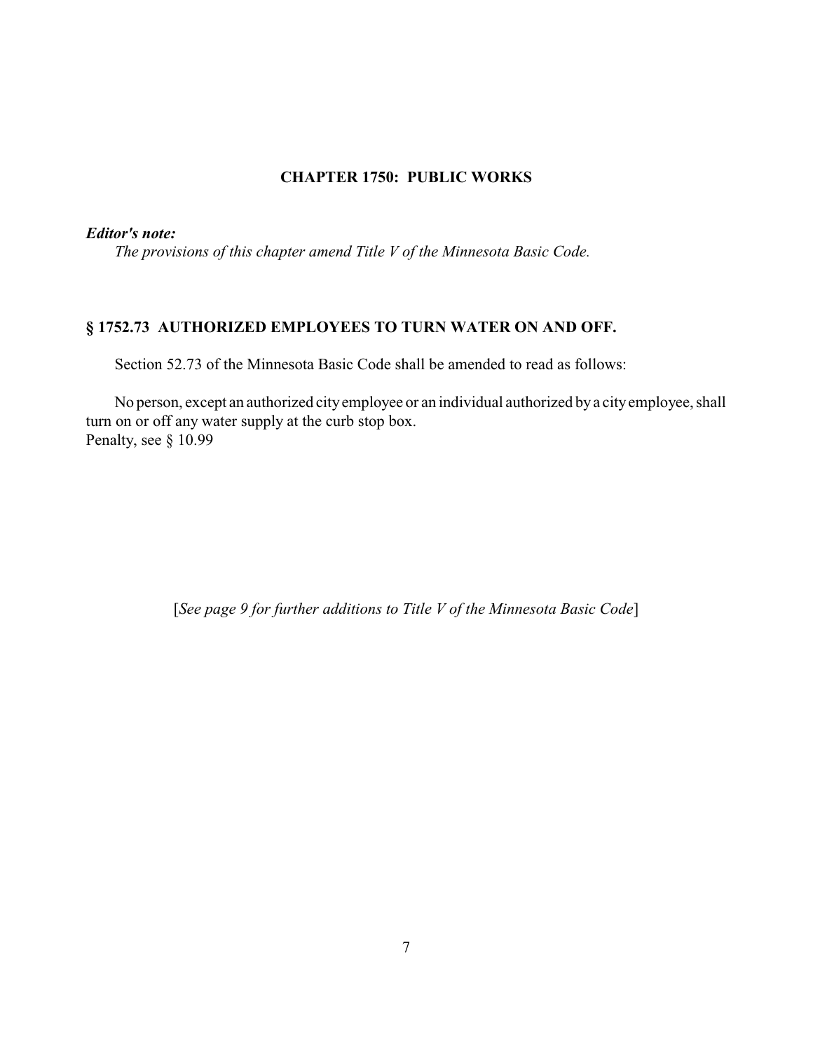# CHAPTER 1750: PUBLIC WORKS

***Editor's note:***

*The provisions of this chapter amend Title V of the Minnesota Basic Code.*

## § 1752.73 AUTHORIZED EMPLOYEES TO TURN WATER ON AND OFF.

Section 52.73 of the Minnesota Basic Code shall be amended to read as follows:

No person, except an authorized city employee or an individual authorized by a city employee, shall turn on or off any water supply at the curb stop box.
Penalty, see § 10.99

[*See page 9 for further additions to Title V of the Minnesota Basic Code*]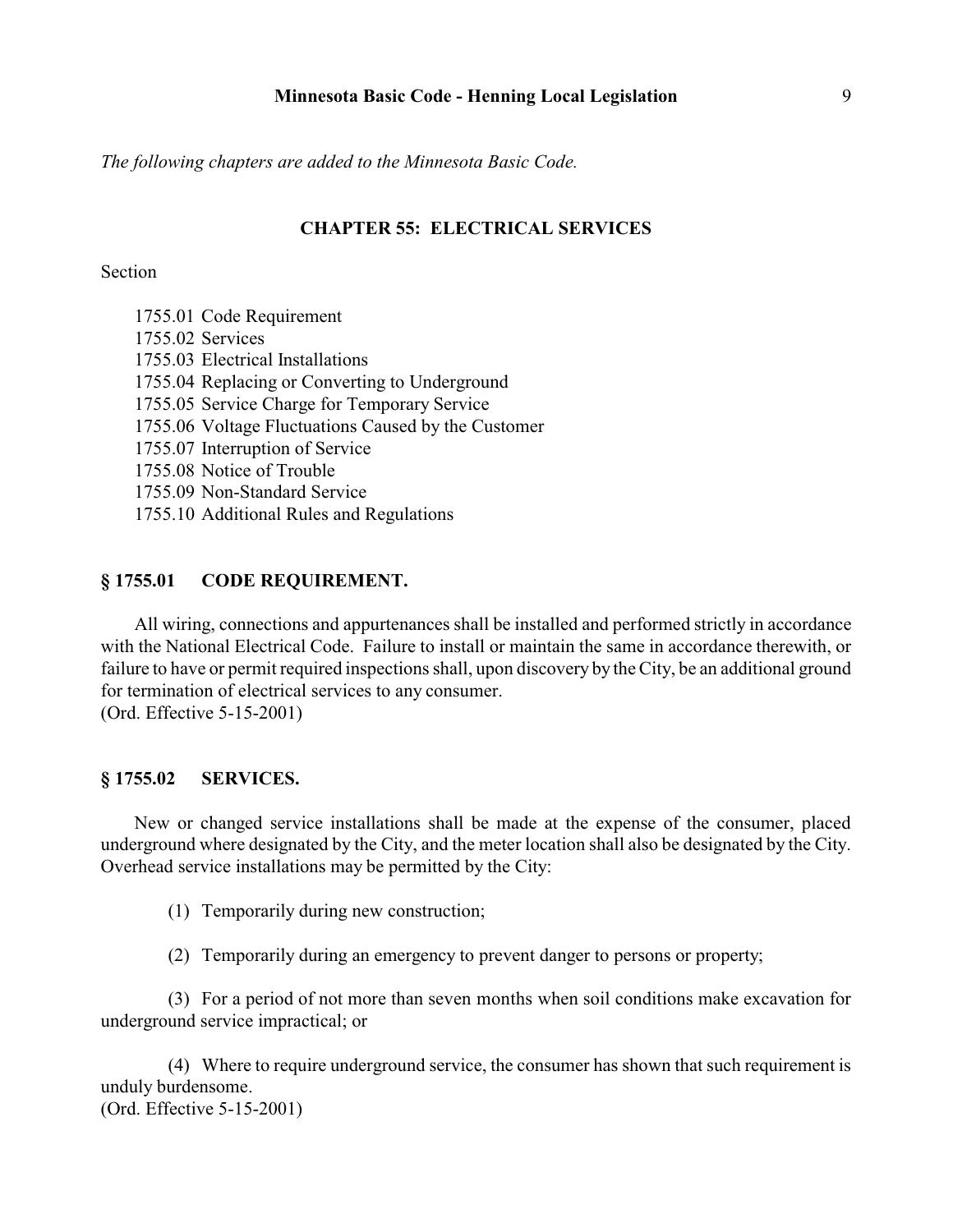*The following chapters are added to the Minnesota Basic Code.*

## CHAPTER 55: ELECTRICAL SERVICES

Section

1755.01 Code Requirement
1755.02 Services
1755.03 Electrical Installations
1755.04 Replacing or Converting to Underground
1755.05 Service Charge for Temporary Service
1755.06 Voltage Fluctuations Caused by the Customer
1755.07 Interruption of Service
1755.08 Notice of Trouble
1755.09 Non-Standard Service
1755.10 Additional Rules and Regulations

### § 1755.01 CODE REQUIREMENT.

All wiring, connections and appurtenances shall be installed and performed strictly in accordance with the National Electrical Code. Failure to install or maintain the same in accordance therewith, or failure to have or permit required inspections shall, upon discovery by the City, be an additional ground for termination of electrical services to any consumer.
(Ord. Effective 5-15-2001)

### § 1755.02 SERVICES.

New or changed service installations shall be made at the expense of the consumer, placed underground where designated by the City, and the meter location shall also be designated by the City. Overhead service installations may be permitted by the City:

(1) Temporarily during new construction;

(2) Temporarily during an emergency to prevent danger to persons or property;

(3) For a period of not more than seven months when soil conditions make excavation for underground service impractical; or

(4) Where to require underground service, the consumer has shown that such requirement is unduly burdensome.
(Ord. Effective 5-15-2001)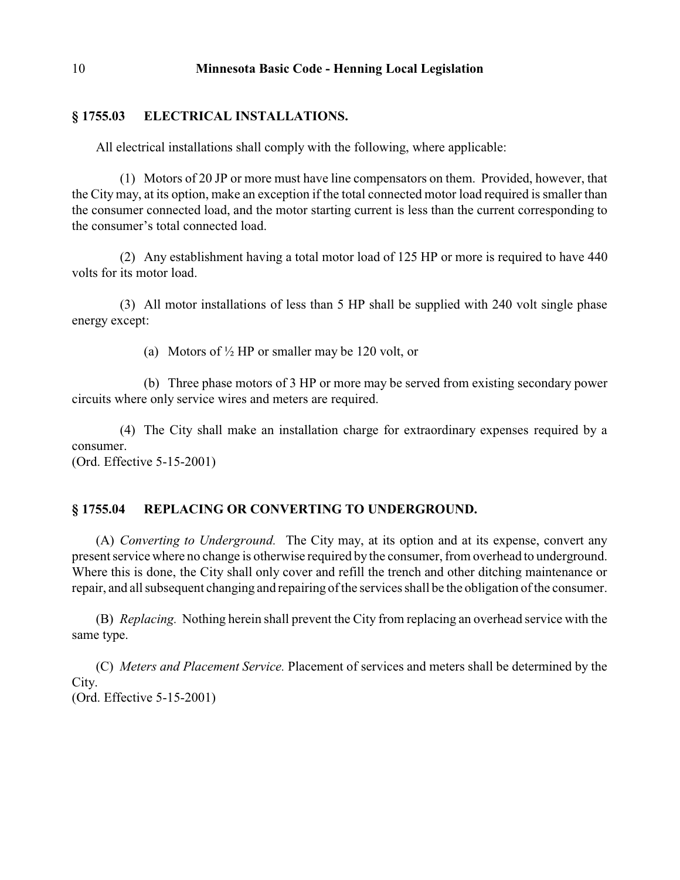## § 1755.03 ELECTRICAL INSTALLATIONS.

All electrical installations shall comply with the following, where applicable:

(1) Motors of 20 JP or more must have line compensators on them. Provided, however, that the City may, at its option, make an exception if the total connected motor load required is smaller than the consumer connected load, and the motor starting current is less than the current corresponding to the consumer's total connected load.

(2) Any establishment having a total motor load of 125 HP or more is required to have 440 volts for its motor load.

(3) All motor installations of less than 5 HP shall be supplied with 240 volt single phase energy except:

(a) Motors of ½ HP or smaller may be 120 volt, or

(b) Three phase motors of 3 HP or more may be served from existing secondary power circuits where only service wires and meters are required.

(4) The City shall make an installation charge for extraordinary expenses required by a consumer.
(Ord. Effective 5-15-2001)

## § 1755.04 REPLACING OR CONVERTING TO UNDERGROUND.

(A) *Converting to Underground.* The City may, at its option and at its expense, convert any present service where no change is otherwise required by the consumer, from overhead to underground. Where this is done, the City shall only cover and refill the trench and other ditching maintenance or repair, and all subsequent changing and repairing of the services shall be the obligation of the consumer.

(B) *Replacing.* Nothing herein shall prevent the City from replacing an overhead service with the same type.

(C) *Meters and Placement Service.* Placement of services and meters shall be determined by the City.
(Ord. Effective 5-15-2001)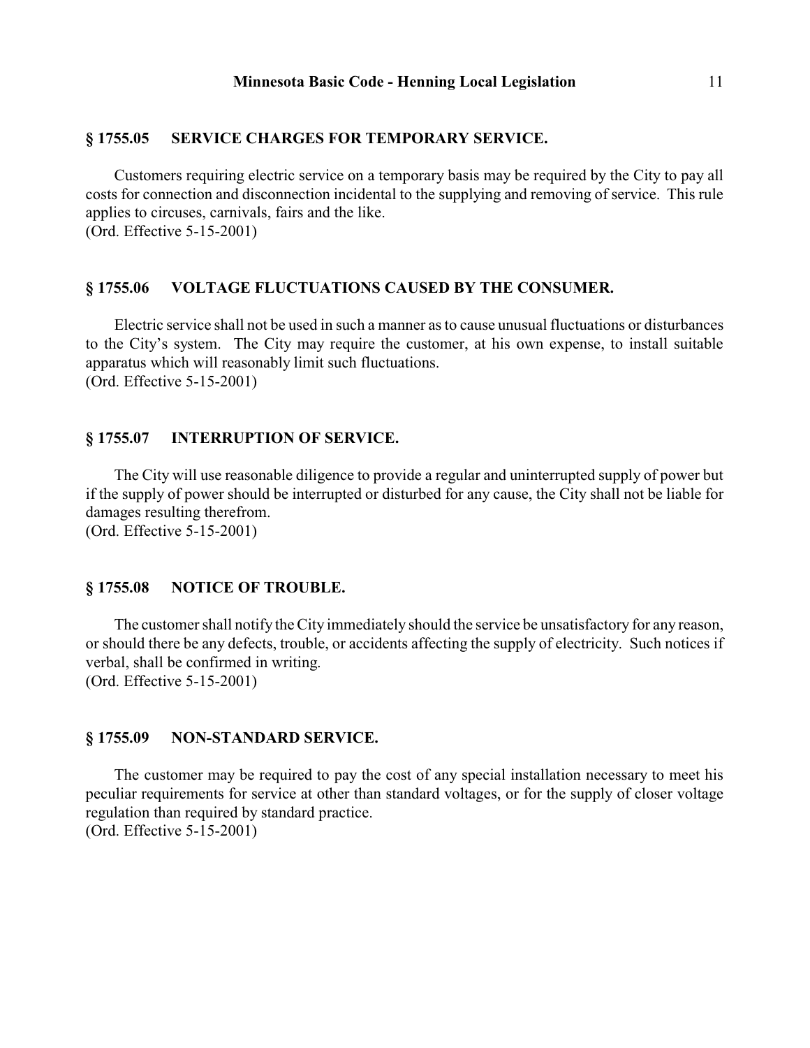## § 1755.05 SERVICE CHARGES FOR TEMPORARY SERVICE.

Customers requiring electric service on a temporary basis may be required by the City to pay all costs for connection and disconnection incidental to the supplying and removing of service. This rule applies to circuses, carnivals, fairs and the like.
(Ord. Effective 5-15-2001)

## § 1755.06 VOLTAGE FLUCTUATIONS CAUSED BY THE CONSUMER.

Electric service shall not be used in such a manner as to cause unusual fluctuations or disturbances to the City's system. The City may require the customer, at his own expense, to install suitable apparatus which will reasonably limit such fluctuations.
(Ord. Effective 5-15-2001)

## § 1755.07 INTERRUPTION OF SERVICE.

The City will use reasonable diligence to provide a regular and uninterrupted supply of power but if the supply of power should be interrupted or disturbed for any cause, the City shall not be liable for damages resulting therefrom.
(Ord. Effective 5-15-2001)

## § 1755.08 NOTICE OF TROUBLE.

The customer shall notify the City immediately should the service be unsatisfactory for any reason, or should there be any defects, trouble, or accidents affecting the supply of electricity. Such notices if verbal, shall be confirmed in writing.
(Ord. Effective 5-15-2001)

## § 1755.09 NON-STANDARD SERVICE.

The customer may be required to pay the cost of any special installation necessary to meet his peculiar requirements for service at other than standard voltages, or for the supply of closer voltage regulation than required by standard practice.
(Ord. Effective 5-15-2001)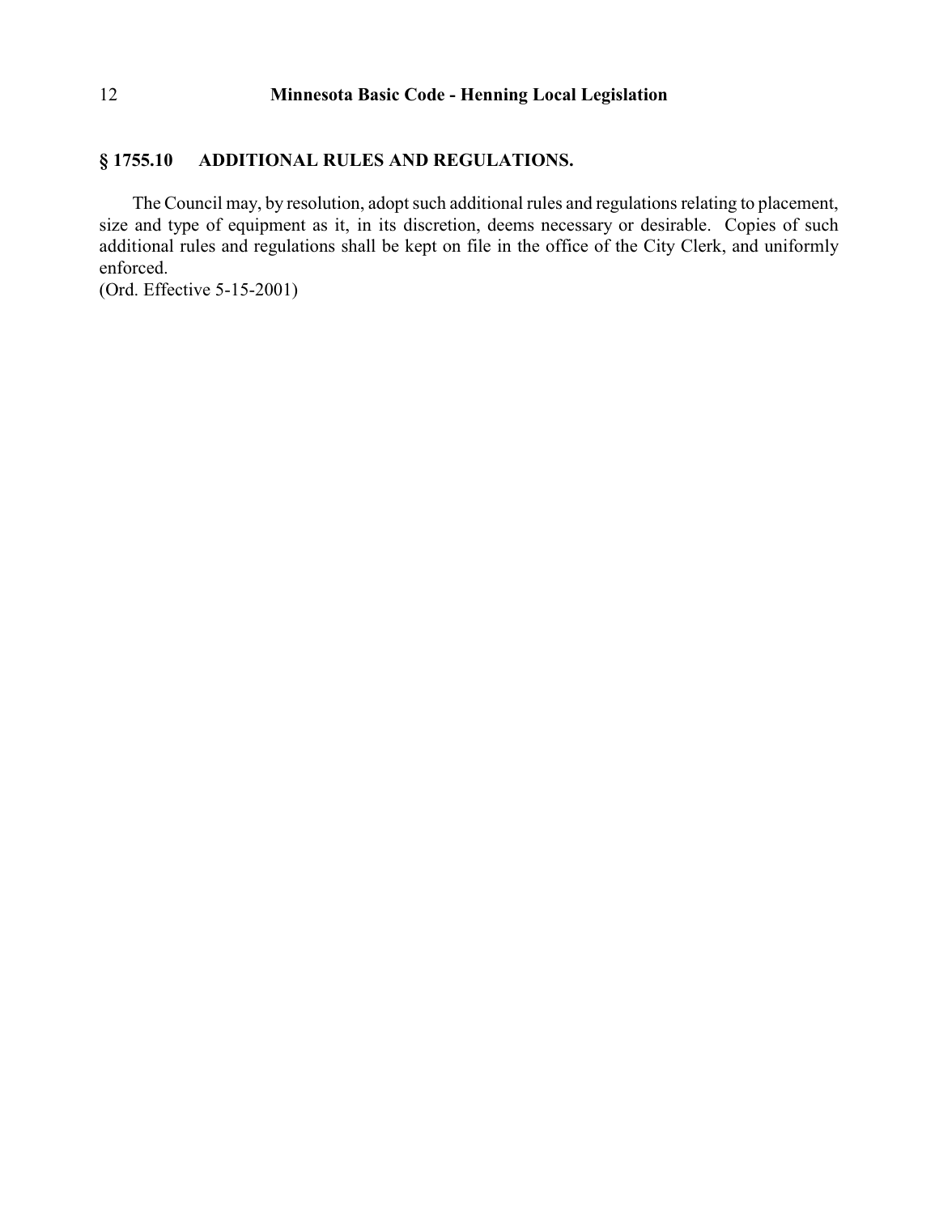## § 1755.10 ADDITIONAL RULES AND REGULATIONS.

The Council may, by resolution, adopt such additional rules and regulations relating to placement, size and type of equipment as it, in its discretion, deems necessary or desirable. Copies of such additional rules and regulations shall be kept on file in the office of the City Clerk, and uniformly enforced.
(Ord. Effective 5-15-2001)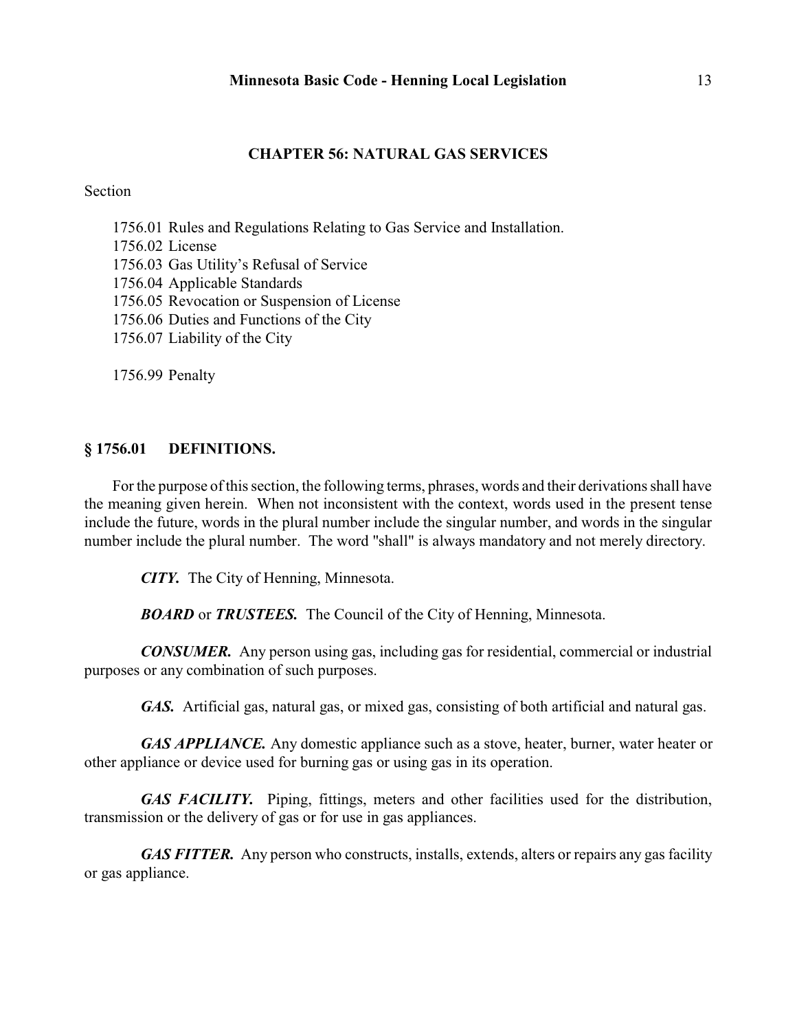## CHAPTER 56: NATURAL GAS SERVICES

Section

1756.01 Rules and Regulations Relating to Gas Service and Installation.
1756.02 License
1756.03 Gas Utility's Refusal of Service
1756.04 Applicable Standards
1756.05 Revocation or Suspension of License
1756.06 Duties and Functions of the City
1756.07 Liability of the City

1756.99 Penalty

### § 1756.01 DEFINITIONS.

For the purpose of this section, the following terms, phrases, words and their derivations shall have the meaning given herein. When not inconsistent with the context, words used in the present tense include the future, words in the plural number include the singular number, and words in the singular number include the plural number. The word "shall" is always mandatory and not merely directory.

***CITY.*** The City of Henning, Minnesota.

***BOARD*** or ***TRUSTEES.*** The Council of the City of Henning, Minnesota.

***CONSUMER.*** Any person using gas, including gas for residential, commercial or industrial purposes or any combination of such purposes.

***GAS.*** Artificial gas, natural gas, or mixed gas, consisting of both artificial and natural gas.

***GAS APPLIANCE.*** Any domestic appliance such as a stove, heater, burner, water heater or other appliance or device used for burning gas or using gas in its operation.

***GAS FACILITY.*** Piping, fittings, meters and other facilities used for the distribution, transmission or the delivery of gas or for use in gas appliances.

***GAS FITTER.*** Any person who constructs, installs, extends, alters or repairs any gas facility or gas appliance.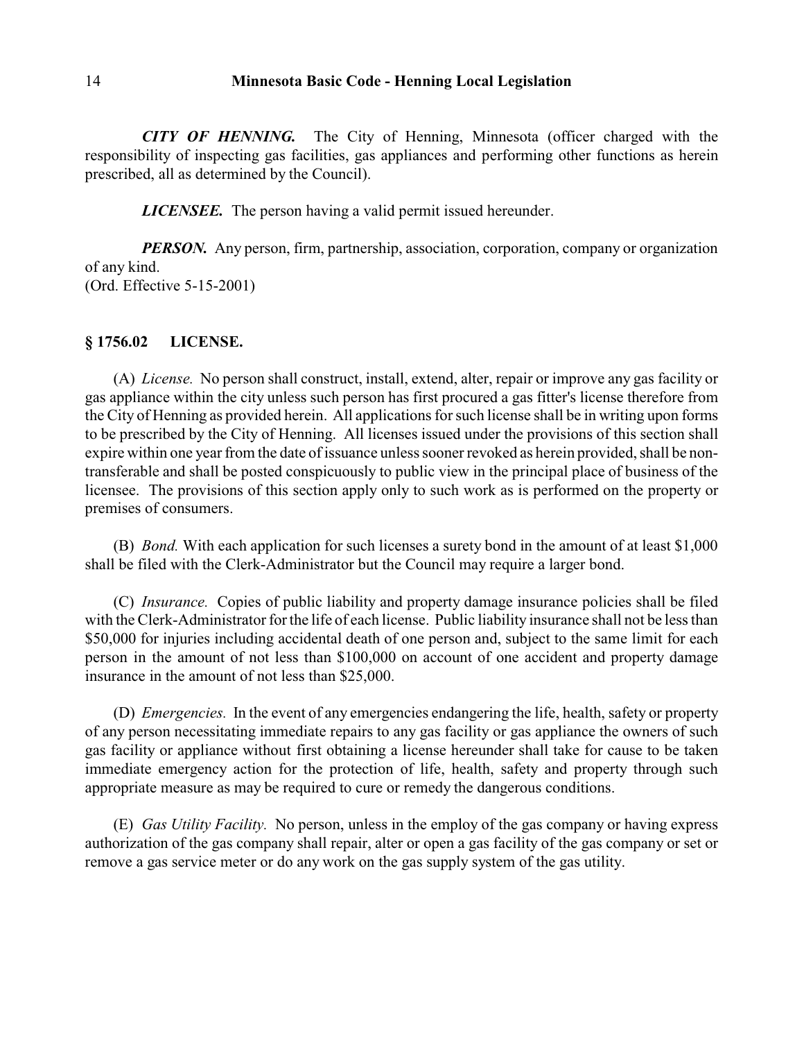***CITY OF HENNING.*** The City of Henning, Minnesota (officer charged with the responsibility of inspecting gas facilities, gas appliances and performing other functions as herein prescribed, all as determined by the Council).

***LICENSEE.*** The person having a valid permit issued hereunder.

***PERSON.*** Any person, firm, partnership, association, corporation, company or organization of any kind.
(Ord. Effective 5-15-2001)

## § 1756.02 LICENSE.

(A) *License.* No person shall construct, install, extend, alter, repair or improve any gas facility or gas appliance within the city unless such person has first procured a gas fitter's license therefore from the City of Henning as provided herein. All applications for such license shall be in writing upon forms to be prescribed by the City of Henning. All licenses issued under the provisions of this section shall expire within one year from the date of issuance unless sooner revoked as herein provided, shall be non-transferable and shall be posted conspicuously to public view in the principal place of business of the licensee. The provisions of this section apply only to such work as is performed on the property or premises of consumers.

(B) *Bond.* With each application for such licenses a surety bond in the amount of at least $1,000 shall be filed with the Clerk-Administrator but the Council may require a larger bond.

(C) *Insurance.* Copies of public liability and property damage insurance policies shall be filed with the Clerk-Administrator for the life of each license. Public liability insurance shall not be less than $50,000 for injuries including accidental death of one person and, subject to the same limit for each person in the amount of not less than $100,000 on account of one accident and property damage insurance in the amount of not less than $25,000.

(D) *Emergencies.* In the event of any emergencies endangering the life, health, safety or property of any person necessitating immediate repairs to any gas facility or gas appliance the owners of such gas facility or appliance without first obtaining a license hereunder shall take for cause to be taken immediate emergency action for the protection of life, health, safety and property through such appropriate measure as may be required to cure or remedy the dangerous conditions.

(E) *Gas Utility Facility.* No person, unless in the employ of the gas company or having express authorization of the gas company shall repair, alter or open a gas facility of the gas company or set or remove a gas service meter or do any work on the gas supply system of the gas utility.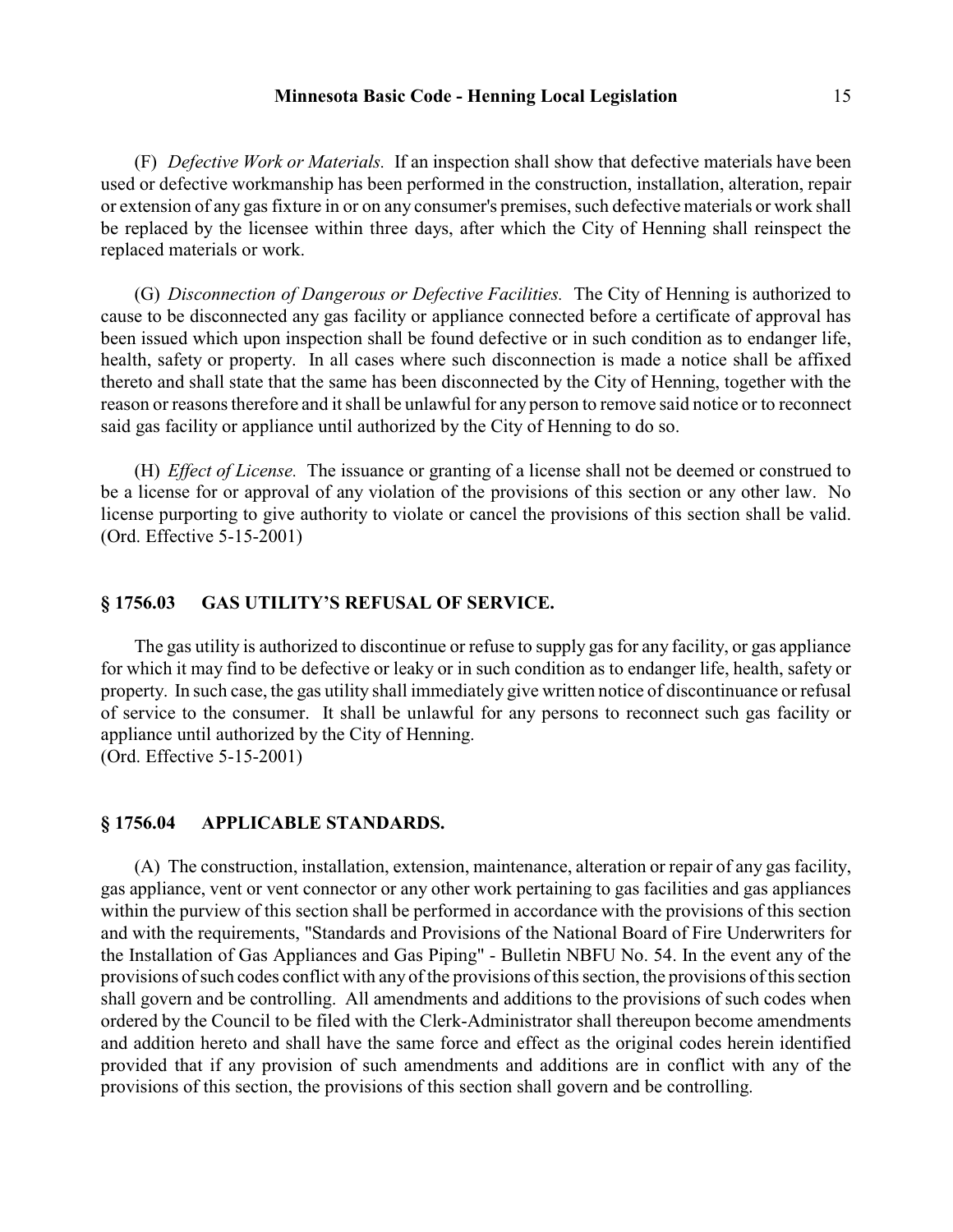(F) *Defective Work or Materials.* If an inspection shall show that defective materials have been used or defective workmanship has been performed in the construction, installation, alteration, repair or extension of any gas fixture in or on any consumer's premises, such defective materials or work shall be replaced by the licensee within three days, after which the City of Henning shall reinspect the replaced materials or work.

(G) *Disconnection of Dangerous or Defective Facilities.* The City of Henning is authorized to cause to be disconnected any gas facility or appliance connected before a certificate of approval has been issued which upon inspection shall be found defective or in such condition as to endanger life, health, safety or property. In all cases where such disconnection is made a notice shall be affixed thereto and shall state that the same has been disconnected by the City of Henning, together with the reason or reasons therefore and it shall be unlawful for any person to remove said notice or to reconnect said gas facility or appliance until authorized by the City of Henning to do so.

(H) *Effect of License.* The issuance or granting of a license shall not be deemed or construed to be a license for or approval of any violation of the provisions of this section or any other law. No license purporting to give authority to violate or cancel the provisions of this section shall be valid. (Ord. Effective 5-15-2001)

### § 1756.03 GAS UTILITY'S REFUSAL OF SERVICE.

The gas utility is authorized to discontinue or refuse to supply gas for any facility, or gas appliance for which it may find to be defective or leaky or in such condition as to endanger life, health, safety or property. In such case, the gas utility shall immediately give written notice of discontinuance or refusal of service to the consumer. It shall be unlawful for any persons to reconnect such gas facility or appliance until authorized by the City of Henning.
(Ord. Effective 5-15-2001)

### § 1756.04 APPLICABLE STANDARDS.

(A) The construction, installation, extension, maintenance, alteration or repair of any gas facility, gas appliance, vent or vent connector or any other work pertaining to gas facilities and gas appliances within the purview of this section shall be performed in accordance with the provisions of this section and with the requirements, "Standards and Provisions of the National Board of Fire Underwriters for the Installation of Gas Appliances and Gas Piping" - Bulletin NBFU No. 54. In the event any of the provisions of such codes conflict with any of the provisions of this section, the provisions of this section shall govern and be controlling. All amendments and additions to the provisions of such codes when ordered by the Council to be filed with the Clerk-Administrator shall thereupon become amendments and addition hereto and shall have the same force and effect as the original codes herein identified provided that if any provision of such amendments and additions are in conflict with any of the provisions of this section, the provisions of this section shall govern and be controlling.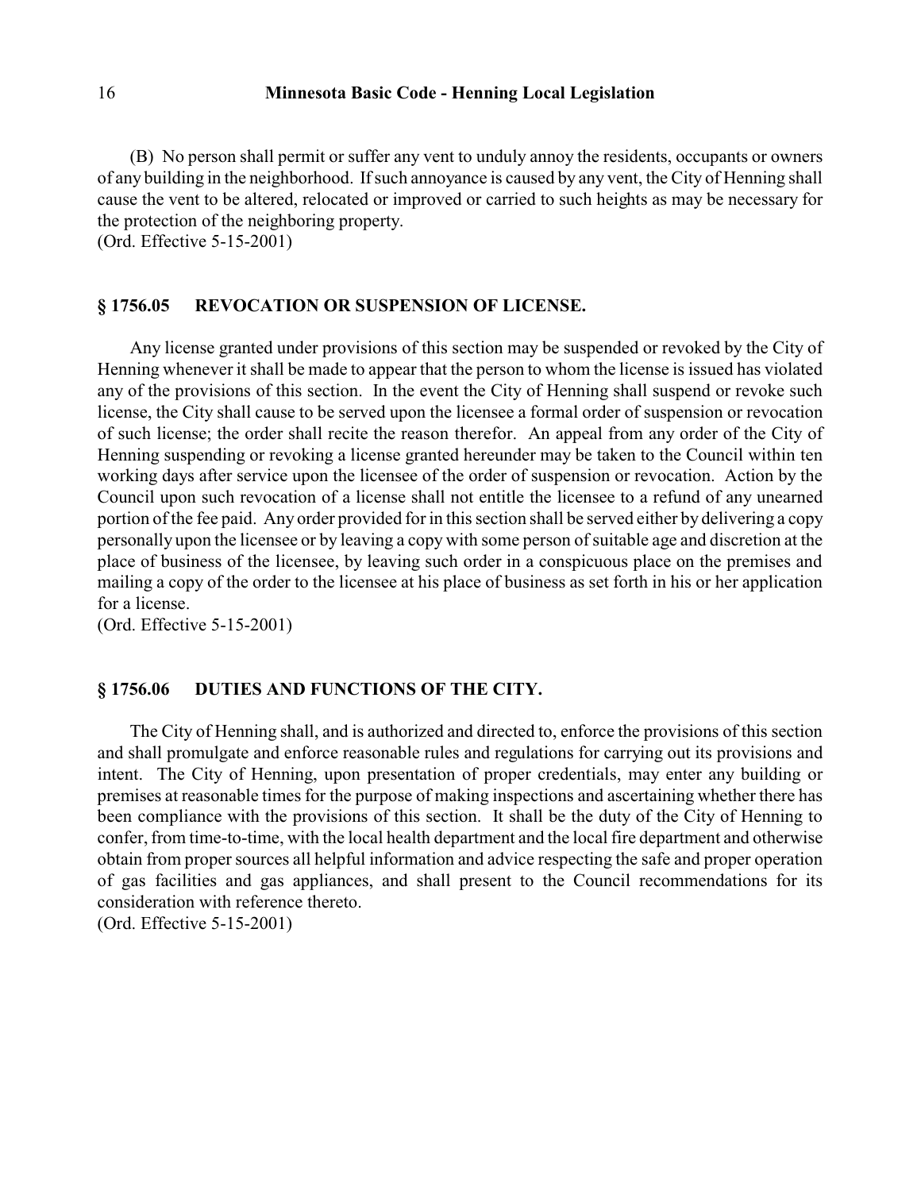(B) No person shall permit or suffer any vent to unduly annoy the residents, occupants or owners of any building in the neighborhood. If such annoyance is caused by any vent, the City of Henning shall cause the vent to be altered, relocated or improved or carried to such heights as may be necessary for the protection of the neighboring property.
(Ord. Effective 5-15-2001)

### § 1756.05 REVOCATION OR SUSPENSION OF LICENSE.

Any license granted under provisions of this section may be suspended or revoked by the City of Henning whenever it shall be made to appear that the person to whom the license is issued has violated any of the provisions of this section. In the event the City of Henning shall suspend or revoke such license, the City shall cause to be served upon the licensee a formal order of suspension or revocation of such license; the order shall recite the reason therefor. An appeal from any order of the City of Henning suspending or revoking a license granted hereunder may be taken to the Council within ten working days after service upon the licensee of the order of suspension or revocation. Action by the Council upon such revocation of a license shall not entitle the licensee to a refund of any unearned portion of the fee paid. Any order provided for in this section shall be served either by delivering a copy personally upon the licensee or by leaving a copy with some person of suitable age and discretion at the place of business of the licensee, by leaving such order in a conspicuous place on the premises and mailing a copy of the order to the licensee at his place of business as set forth in his or her application for a license.
(Ord. Effective 5-15-2001)

### § 1756.06 DUTIES AND FUNCTIONS OF THE CITY.

The City of Henning shall, and is authorized and directed to, enforce the provisions of this section and shall promulgate and enforce reasonable rules and regulations for carrying out its provisions and intent. The City of Henning, upon presentation of proper credentials, may enter any building or premises at reasonable times for the purpose of making inspections and ascertaining whether there has been compliance with the provisions of this section. It shall be the duty of the City of Henning to confer, from time-to-time, with the local health department and the local fire department and otherwise obtain from proper sources all helpful information and advice respecting the safe and proper operation of gas facilities and gas appliances, and shall present to the Council recommendations for its consideration with reference thereto.
(Ord. Effective 5-15-2001)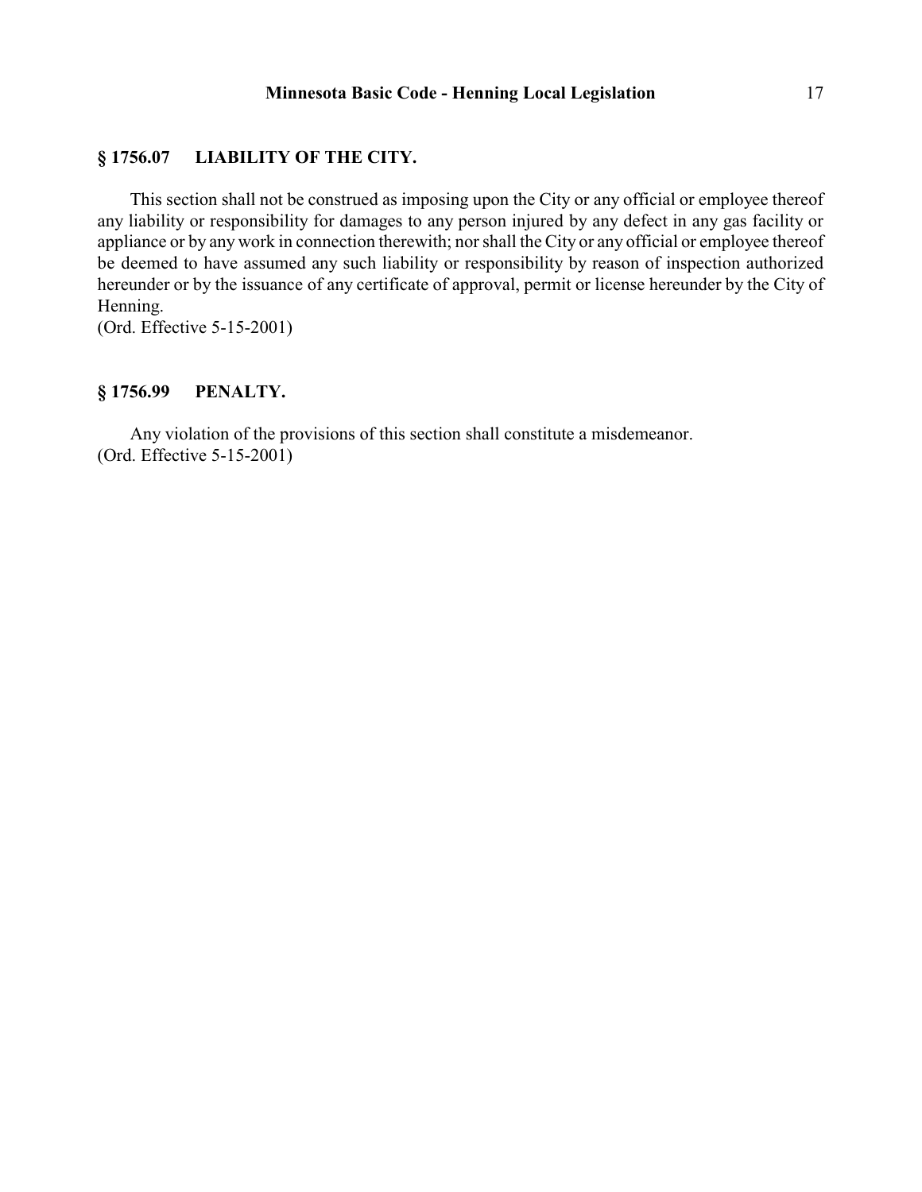## § 1756.07 LIABILITY OF THE CITY.

This section shall not be construed as imposing upon the City or any official or employee thereof any liability or responsibility for damages to any person injured by any defect in any gas facility or appliance or by any work in connection therewith; nor shall the City or any official or employee thereof be deemed to have assumed any such liability or responsibility by reason of inspection authorized hereunder or by the issuance of any certificate of approval, permit or license hereunder by the City of Henning.
(Ord. Effective 5-15-2001)

## § 1756.99 PENALTY.

Any violation of the provisions of this section shall constitute a misdemeanor.
(Ord. Effective 5-15-2001)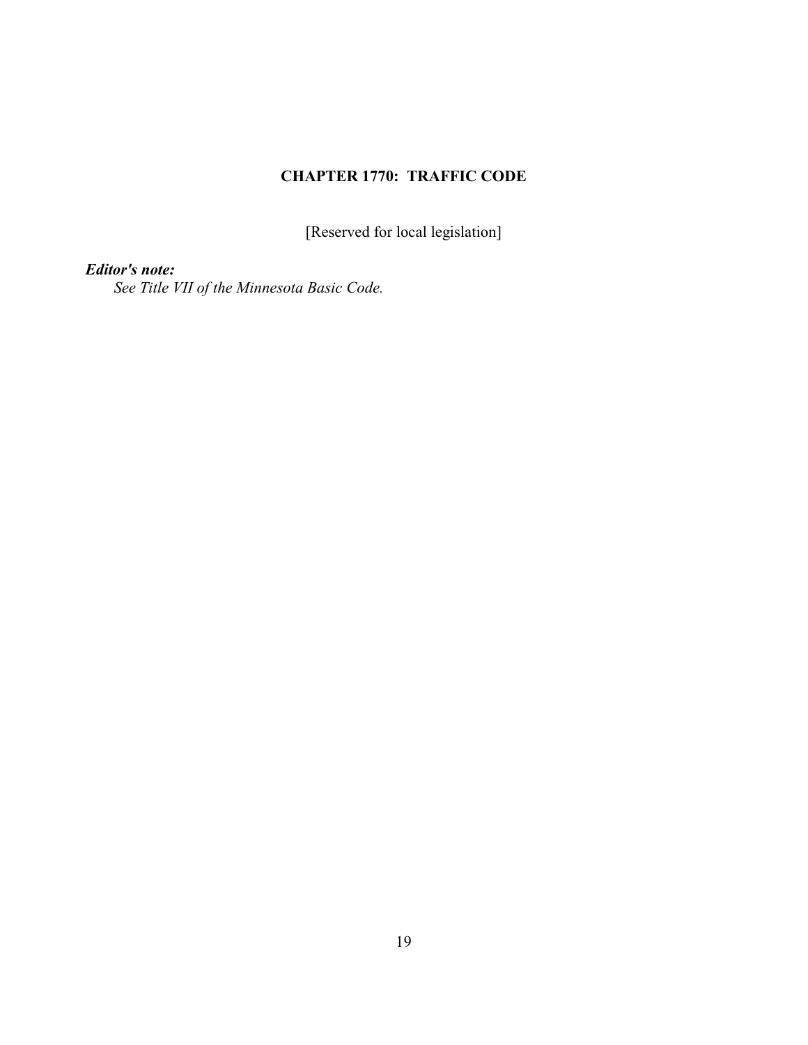# CHAPTER 1770: TRAFFIC CODE

[Reserved for local legislation]

***Editor's note:***

*See Title VII of the Minnesota Basic Code.*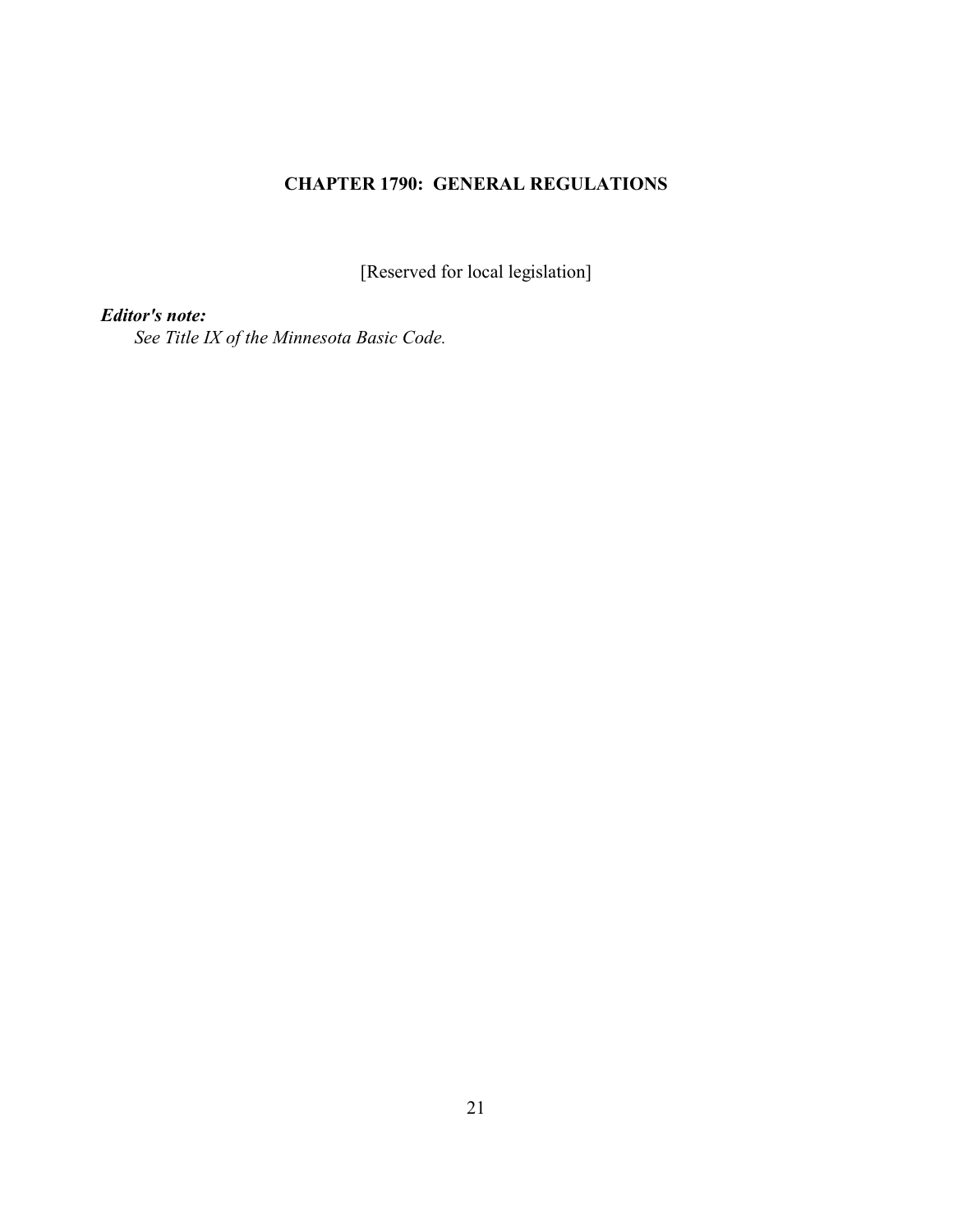# CHAPTER 1790: GENERAL REGULATIONS

[Reserved for local legislation]

***Editor's note:***

*See Title IX of the Minnesota Basic Code.*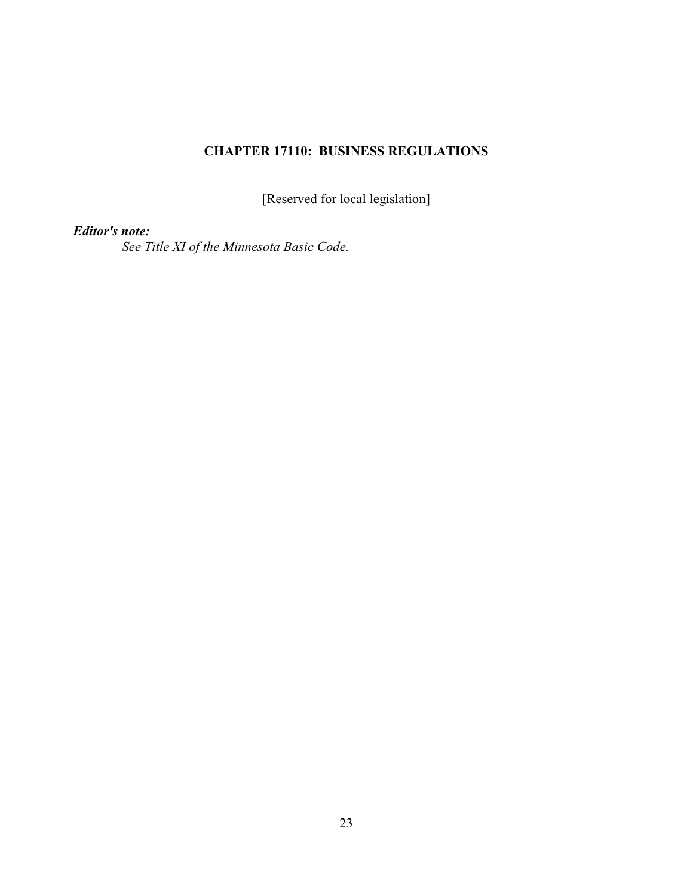# CHAPTER 17110: BUSINESS REGULATIONS

[Reserved for local legislation]

***Editor's note:***

*See Title XI of the Minnesota Basic Code.*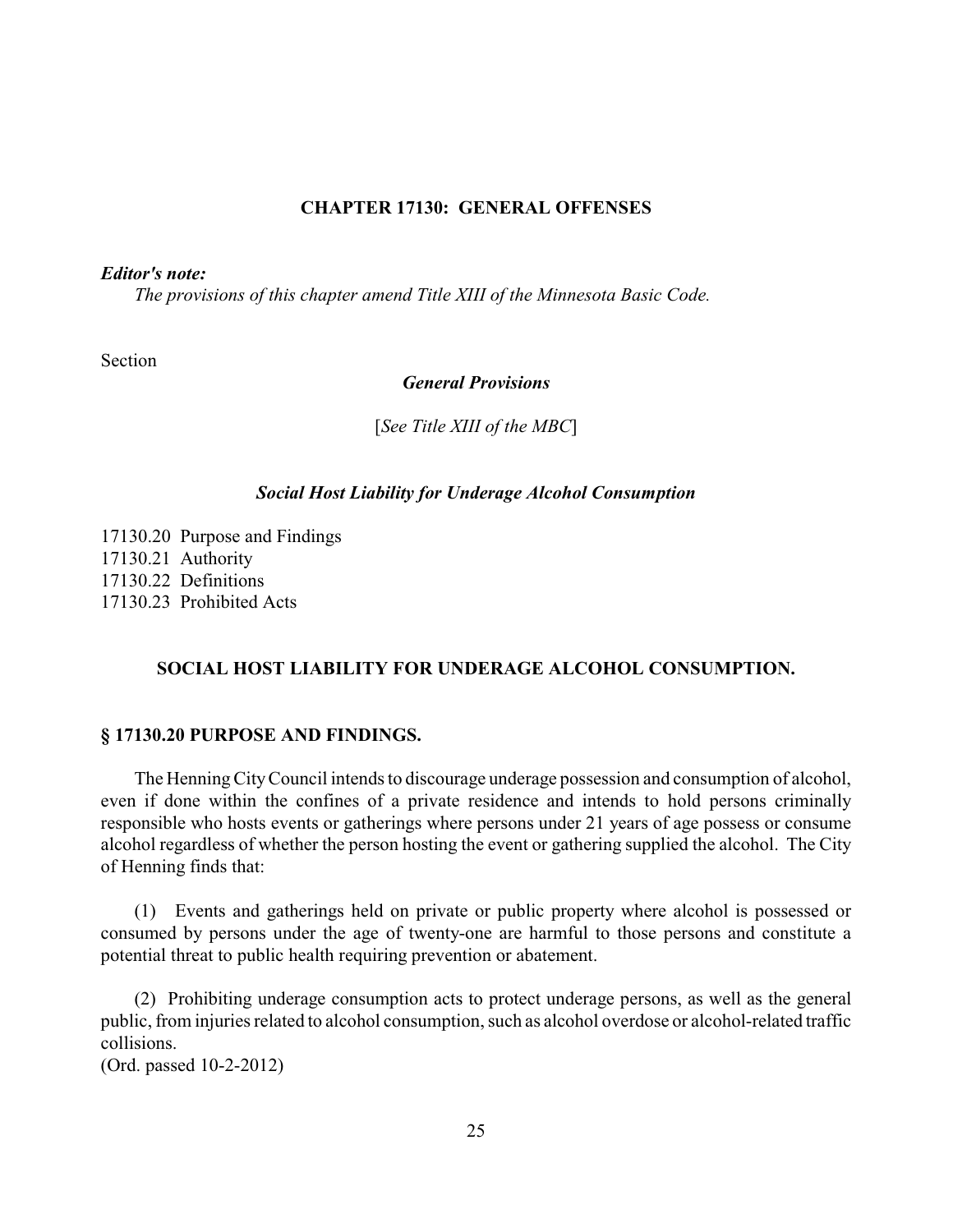# CHAPTER 17130: GENERAL OFFENSES

***Editor's note:***

*The provisions of this chapter amend Title XIII of the Minnesota Basic Code.*

Section

***General Provisions***

[*See Title XIII of the MBC*]

***Social Host Liability for Underage Alcohol Consumption***

17130.20 Purpose and Findings
17130.21 Authority
17130.22 Definitions
17130.23 Prohibited Acts

## SOCIAL HOST LIABILITY FOR UNDERAGE ALCOHOL CONSUMPTION.

### § 17130.20 PURPOSE AND FINDINGS.

The Henning City Council intends to discourage underage possession and consumption of alcohol, even if done within the confines of a private residence and intends to hold persons criminally responsible who hosts events or gatherings where persons under 21 years of age possess or consume alcohol regardless of whether the person hosting the event or gathering supplied the alcohol. The City of Henning finds that:

(1) Events and gatherings held on private or public property where alcohol is possessed or consumed by persons under the age of twenty-one are harmful to those persons and constitute a potential threat to public health requiring prevention or abatement.

(2) Prohibiting underage consumption acts to protect underage persons, as well as the general public, from injuries related to alcohol consumption, such as alcohol overdose or alcohol-related traffic collisions.
(Ord. passed 10-2-2012)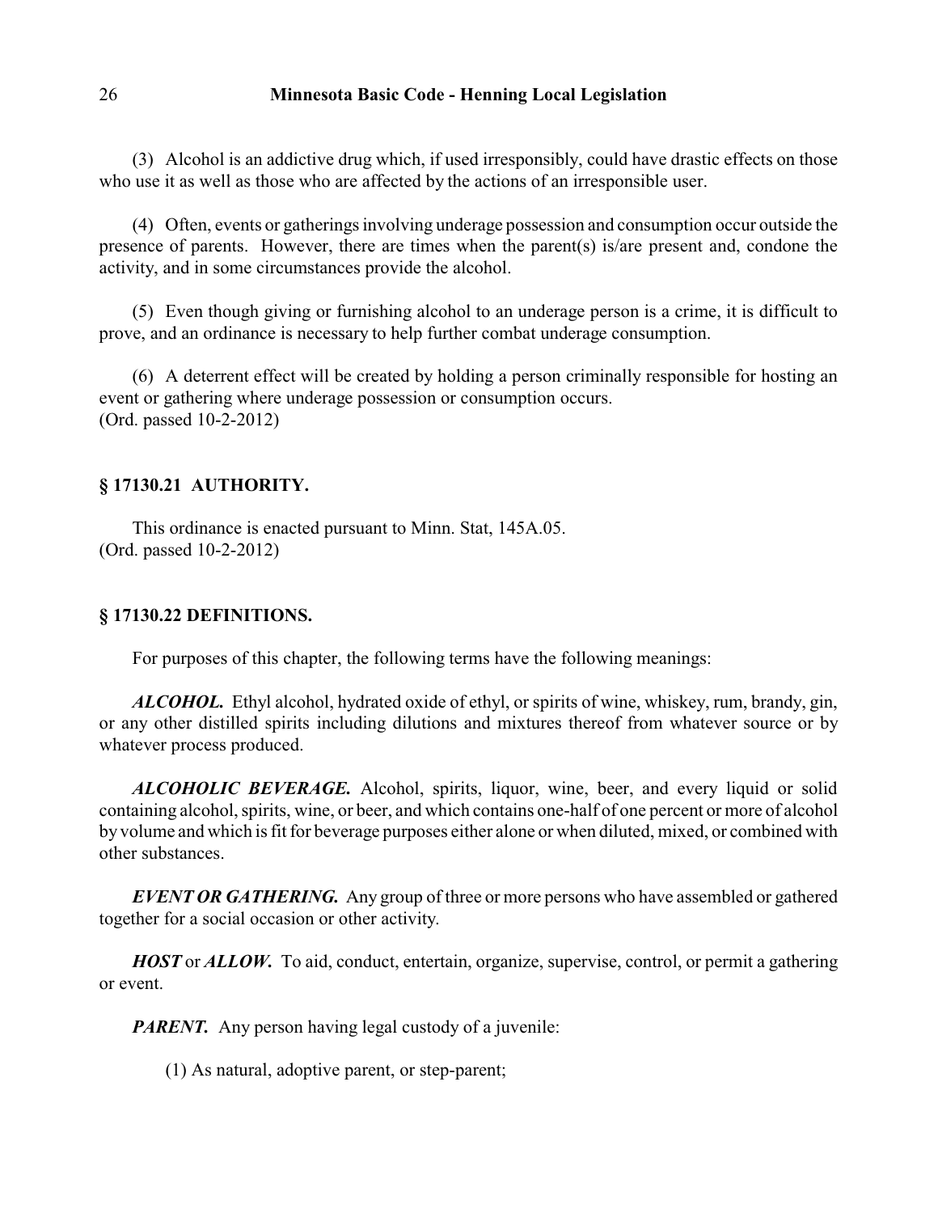(3) Alcohol is an addictive drug which, if used irresponsibly, could have drastic effects on those who use it as well as those who are affected by the actions of an irresponsible user.

(4) Often, events or gatherings involving underage possession and consumption occur outside the presence of parents. However, there are times when the parent(s) is/are present and, condone the activity, and in some circumstances provide the alcohol.

(5) Even though giving or furnishing alcohol to an underage person is a crime, it is difficult to prove, and an ordinance is necessary to help further combat underage consumption.

(6) A deterrent effect will be created by holding a person criminally responsible for hosting an event or gathering where underage possession or consumption occurs.
(Ord. passed 10-2-2012)

### § 17130.21 AUTHORITY.

This ordinance is enacted pursuant to Minn. Stat, 145A.05.
(Ord. passed 10-2-2012)

### § 17130.22 DEFINITIONS.

For purposes of this chapter, the following terms have the following meanings:

***ALCOHOL.*** Ethyl alcohol, hydrated oxide of ethyl, or spirits of wine, whiskey, rum, brandy, gin, or any other distilled spirits including dilutions and mixtures thereof from whatever source or by whatever process produced.

***ALCOHOLIC BEVERAGE.*** Alcohol, spirits, liquor, wine, beer, and every liquid or solid containing alcohol, spirits, wine, or beer, and which contains one-half of one percent or more of alcohol by volume and which is fit for beverage purposes either alone or when diluted, mixed, or combined with other substances.

***EVENT OR GATHERING.*** Any group of three or more persons who have assembled or gathered together for a social occasion or other activity.

***HOST*** or ***ALLOW.*** To aid, conduct, entertain, organize, supervise, control, or permit a gathering or event.

***PARENT.*** Any person having legal custody of a juvenile:

(1) As natural, adoptive parent, or step-parent;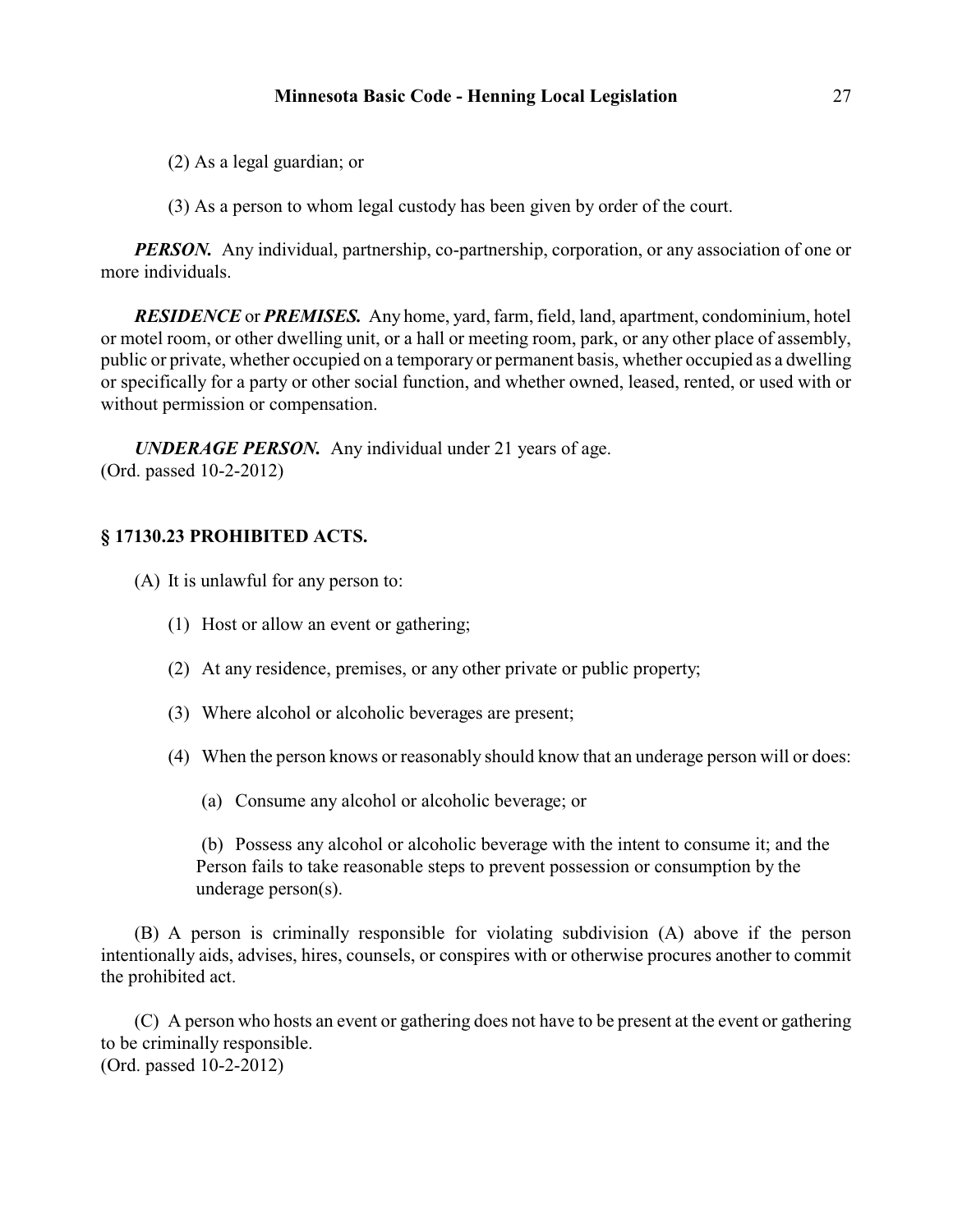(2) As a legal guardian; or

(3) As a person to whom legal custody has been given by order of the court.

***PERSON.*** Any individual, partnership, co-partnership, corporation, or any association of one or more individuals.

***RESIDENCE*** or ***PREMISES.*** Any home, yard, farm, field, land, apartment, condominium, hotel or motel room, or other dwelling unit, or a hall or meeting room, park, or any other place of assembly, public or private, whether occupied on a temporary or permanent basis, whether occupied as a dwelling or specifically for a party or other social function, and whether owned, leased, rented, or used with or without permission or compensation.

***UNDERAGE PERSON.*** Any individual under 21 years of age.
(Ord. passed 10-2-2012)

## § 17130.23 PROHIBITED ACTS.

(A) It is unlawful for any person to:

(1) Host or allow an event or gathering;

(2) At any residence, premises, or any other private or public property;

(3) Where alcohol or alcoholic beverages are present;

(4) When the person knows or reasonably should know that an underage person will or does:

(a) Consume any alcohol or alcoholic beverage; or

(b) Possess any alcohol or alcoholic beverage with the intent to consume it; and the Person fails to take reasonable steps to prevent possession or consumption by the underage person(s).

(B) A person is criminally responsible for violating subdivision (A) above if the person intentionally aids, advises, hires, counsels, or conspires with or otherwise procures another to commit the prohibited act.

(C) A person who hosts an event or gathering does not have to be present at the event or gathering to be criminally responsible.
(Ord. passed 10-2-2012)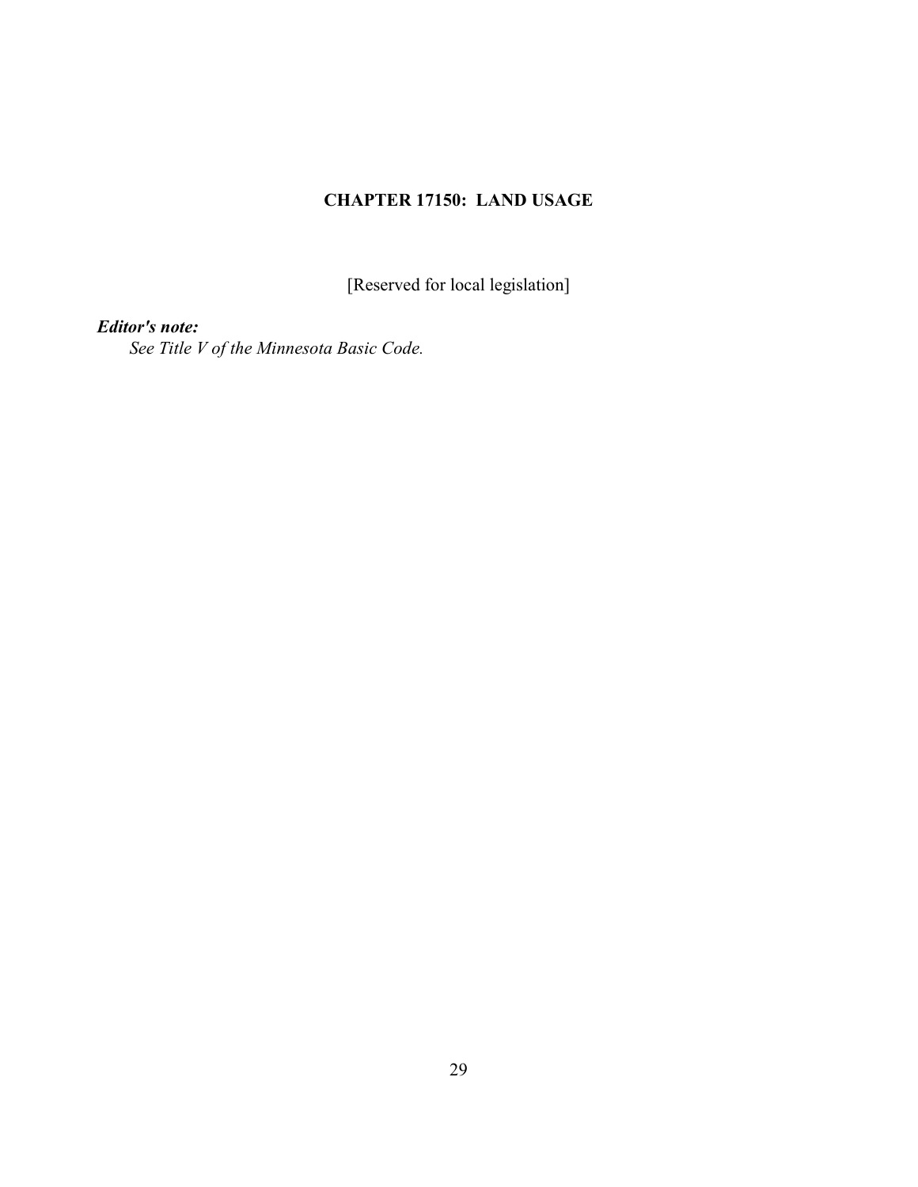# CHAPTER 17150: LAND USAGE

[Reserved for local legislation]

***Editor's note:***

*See Title V of the Minnesota Basic Code.*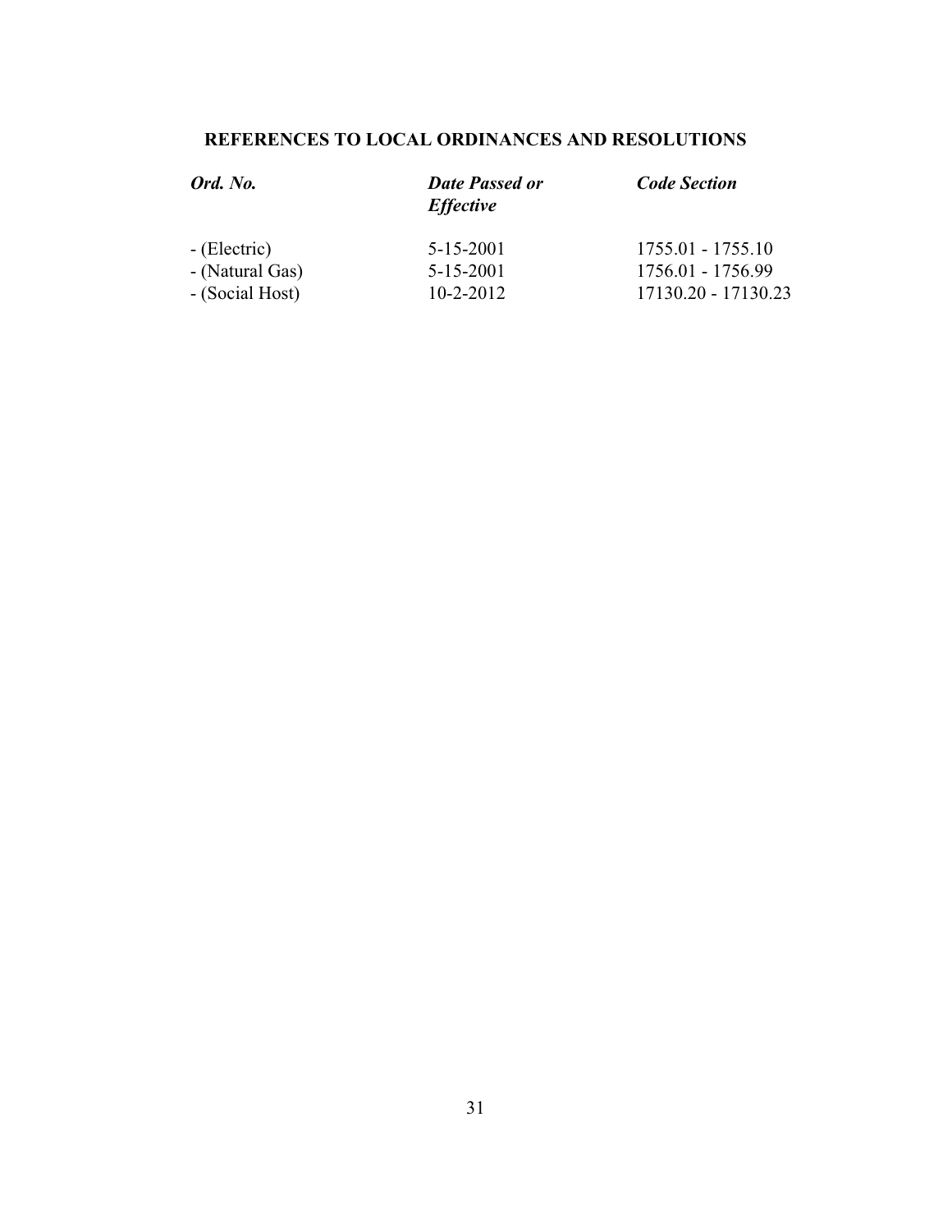## REFERENCES TO LOCAL ORDINANCES AND RESOLUTIONS

| *Ord. No.* | *Date Passed or Effective* | *Code Section* |
|---|---|---|
| - (Electric) | 5-15-2001 | 1755.01 - 1755.10 |
| - (Natural Gas) | 5-15-2001 | 1756.01 - 1756.99 |
| - (Social Host) | 10-2-2012 | 17130.20 - 17130.23 |